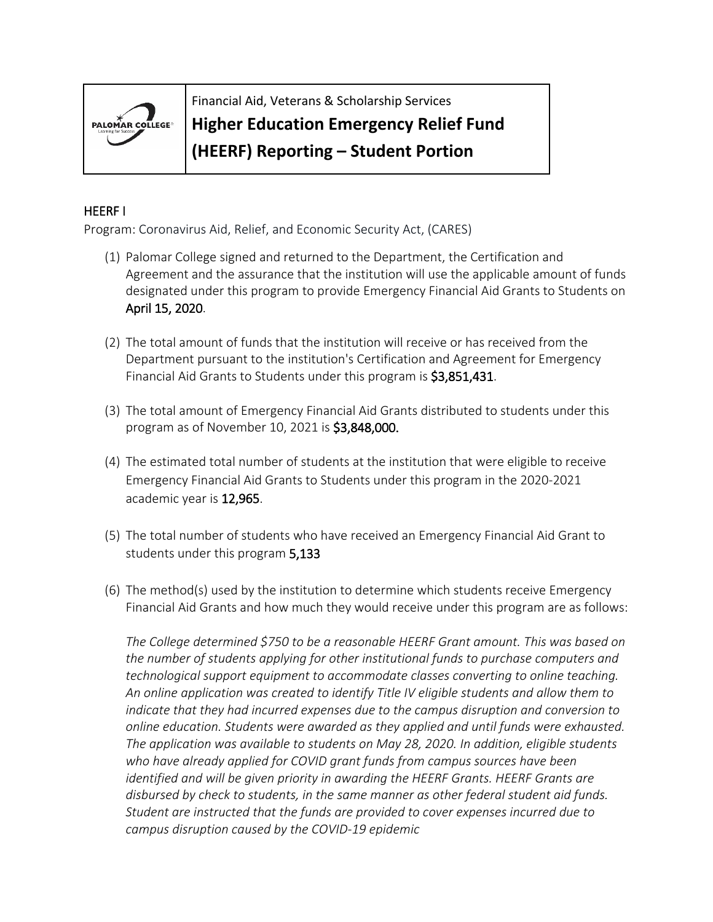Financial Aid, Veterans & Scholarship Services

# Higher Education Emergency Relief Fund (HEERF) Reporting – Student Portion

## HEERF I

Program: Coronavirus Aid, Relief, and Economic Security Act, (CARES)

(1) Palomar College signed and returned to the Department, the Certification and Agreement and the assurance that the institution will use the applicable amount of funds designated under this program to provide Emergency Financial Aid Grants to Students on April 15, 2020.

(2) The total amount of funds that the institution will receive or has received from the Department pursuant to the institution's Certification and Agreement for Emergency Financial Aid Grants to Students under this program is $3,851,431.

(3) The total amount of Emergency Financial Aid Grants distributed to students under this program as of November 10, 2021 is $3,848,000.

(4) The estimated total number of students at the institution that were eligible to receive Emergency Financial Aid Grants to Students under this program in the 2020-2021 academic year is 12,965.

(5) The total number of students who have received an Emergency Financial Aid Grant to students under this program 5,133

(6) The method(s) used by the institution to determine which students receive Emergency Financial Aid Grants and how much they would receive under this program are as follows:

*The College determined $750 to be a reasonable HEERF Grant amount. This was based on the number of students applying for other institutional funds to purchase computers and technological support equipment to accommodate classes converting to online teaching. An online application was created to identify Title IV eligible students and allow them to indicate that they had incurred expenses due to the campus disruption and conversion to online education. Students were awarded as they applied and until funds were exhausted. The application was available to students on May 28, 2020. In addition, eligible students who have already applied for COVID grant funds from campus sources have been identified and will be given priority in awarding the HEERF Grants. HEERF Grants are disbursed by check to students, in the same manner as other federal student aid funds. Student are instructed that the funds are provided to cover expenses incurred due to campus disruption caused by the COVID-19 epidemic*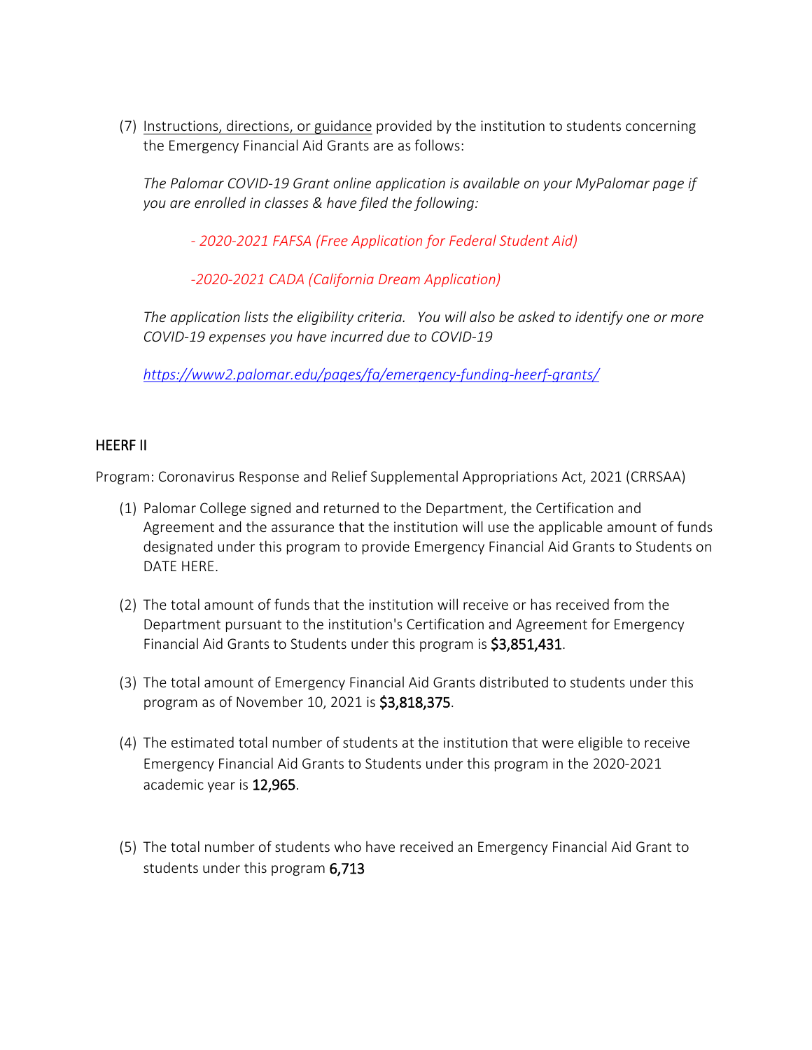(7) Instructions, directions, or guidance provided by the institution to students concerning the Emergency Financial Aid Grants are as follows:

*The Palomar COVID-19 Grant online application is available on your MyPalomar page if you are enrolled in classes & have filed the following:*

*- 2020-2021 FAFSA (Free Application for Federal Student Aid)*

*-2020-2021 CADA (California Dream Application)*

*The application lists the eligibility criteria. You will also be asked to identify one or more COVID-19 expenses you have incurred due to COVID-19*

*https://www2.palomar.edu/pages/fa/emergency-funding-heerf-grants/*

## HEERF II

Program: Coronavirus Response and Relief Supplemental Appropriations Act, 2021 (CRRSAA)

(1) Palomar College signed and returned to the Department, the Certification and Agreement and the assurance that the institution will use the applicable amount of funds designated under this program to provide Emergency Financial Aid Grants to Students on DATE HERE.

(2) The total amount of funds that the institution will receive or has received from the Department pursuant to the institution's Certification and Agreement for Emergency Financial Aid Grants to Students under this program is **$3,851,431**.

(3) The total amount of Emergency Financial Aid Grants distributed to students under this program as of November 10, 2021 is **$3,818,375**.

(4) The estimated total number of students at the institution that were eligible to receive Emergency Financial Aid Grants to Students under this program in the 2020-2021 academic year is **12,965**.

(5) The total number of students who have received an Emergency Financial Aid Grant to students under this program **6,713**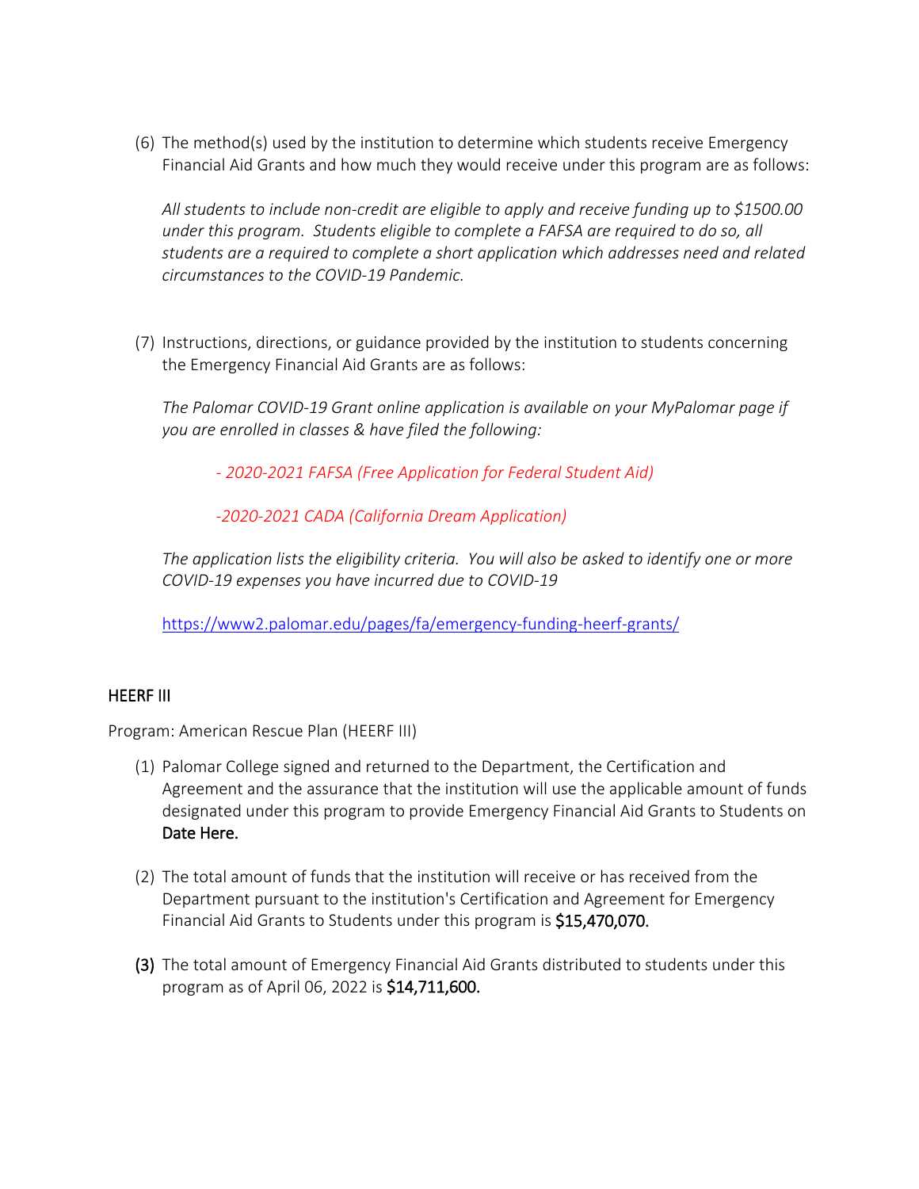(6) The method(s) used by the institution to determine which students receive Emergency Financial Aid Grants and how much they would receive under this program are as follows:

*All students to include non-credit are eligible to apply and receive funding up to $1500.00 under this program. Students eligible to complete a FAFSA are required to do so, all students are a required to complete a short application which addresses need and related circumstances to the COVID-19 Pandemic.*

(7) Instructions, directions, or guidance provided by the institution to students concerning the Emergency Financial Aid Grants are as follows:

*The Palomar COVID-19 Grant online application is available on your MyPalomar page if you are enrolled in classes & have filed the following:*

*- 2020-2021 FAFSA (Free Application for Federal Student Aid)*

*-2020-2021 CADA (California Dream Application)*

*The application lists the eligibility criteria. You will also be asked to identify one or more COVID-19 expenses you have incurred due to COVID-19*

https://www2.palomar.edu/pages/fa/emergency-funding-heerf-grants/

## HEERF III

Program: American Rescue Plan (HEERF III)

(1) Palomar College signed and returned to the Department, the Certification and Agreement and the assurance that the institution will use the applicable amount of funds designated under this program to provide Emergency Financial Aid Grants to Students on Date Here.

(2) The total amount of funds that the institution will receive or has received from the Department pursuant to the institution's Certification and Agreement for Emergency Financial Aid Grants to Students under this program is $15,470,070.

(3) The total amount of Emergency Financial Aid Grants distributed to students under this program as of April 06, 2022 is $14,711,600.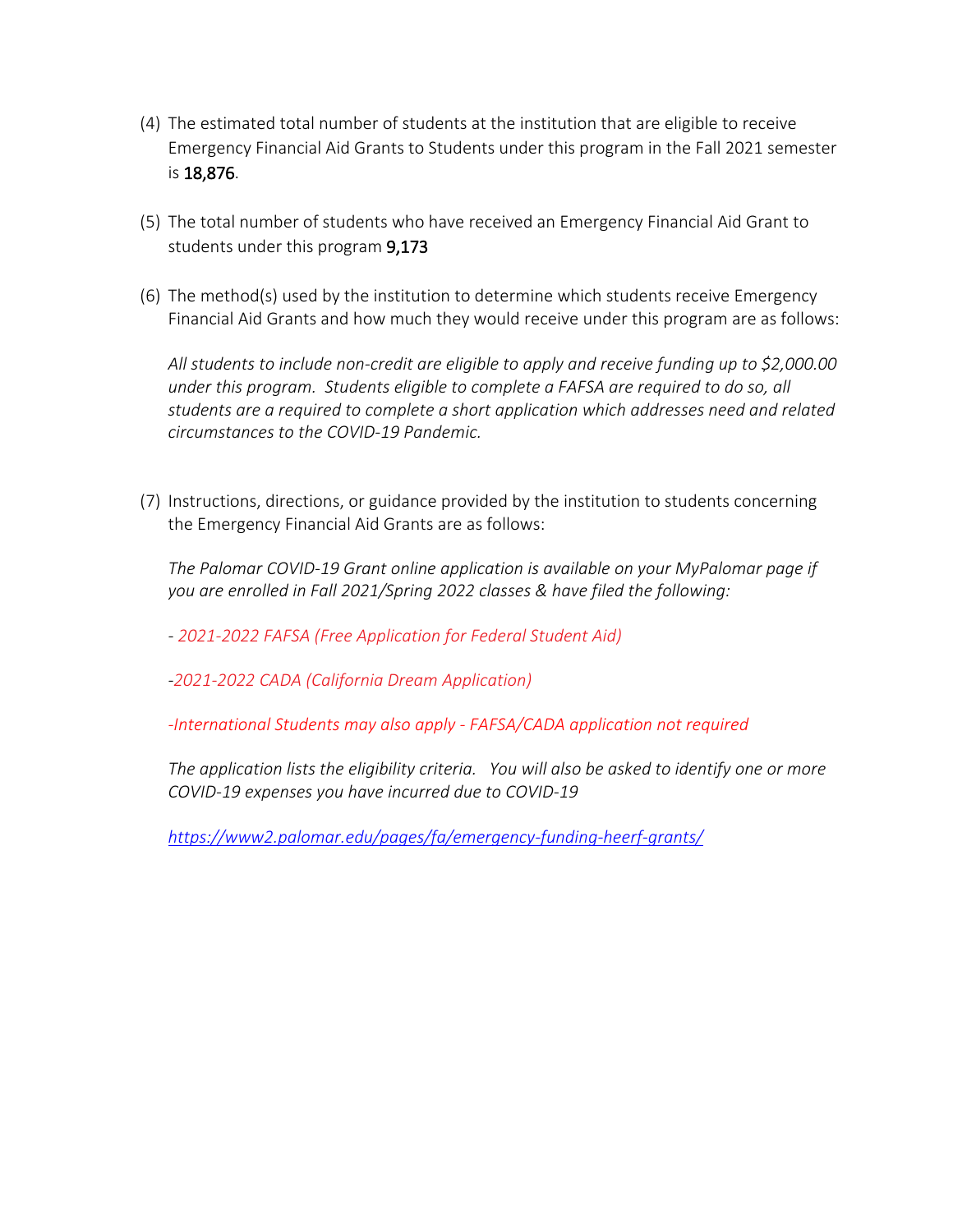(4) The estimated total number of students at the institution that are eligible to receive Emergency Financial Aid Grants to Students under this program in the Fall 2021 semester is 18,876.

(5) The total number of students who have received an Emergency Financial Aid Grant to students under this program 9,173

(6) The method(s) used by the institution to determine which students receive Emergency Financial Aid Grants and how much they would receive under this program are as follows:

*All students to include non-credit are eligible to apply and receive funding up to $2,000.00 under this program. Students eligible to complete a FAFSA are required to do so, all students are a required to complete a short application which addresses need and related circumstances to the COVID-19 Pandemic.*

(7) Instructions, directions, or guidance provided by the institution to students concerning the Emergency Financial Aid Grants are as follows:

*The Palomar COVID-19 Grant online application is available on your MyPalomar page if you are enrolled in Fall 2021/Spring 2022 classes & have filed the following:*

*- 2021-2022 FAFSA (Free Application for Federal Student Aid)*

*-2021-2022 CADA (California Dream Application)*

*-International Students may also apply - FAFSA/CADA application not required*

*The application lists the eligibility criteria. You will also be asked to identify one or more COVID-19 expenses you have incurred due to COVID-19*

*https://www2.palomar.edu/pages/fa/emergency-funding-heerf-grants/*